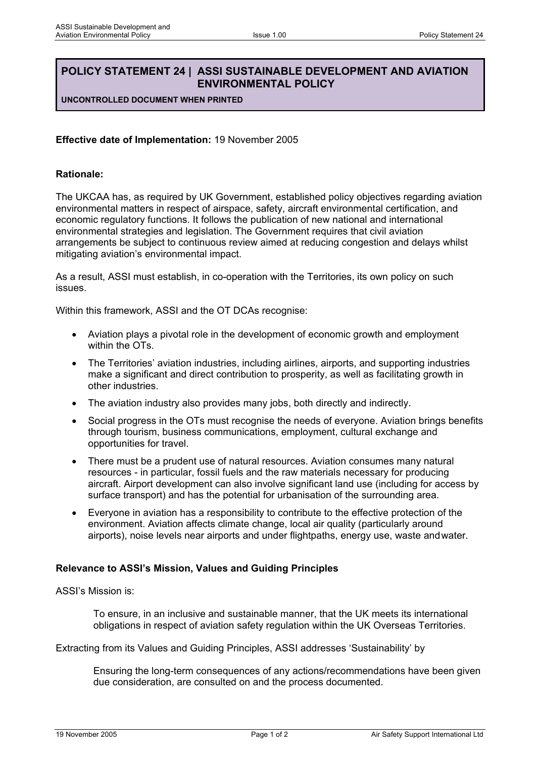# POLICY STATEMENT 24 | ASSI SUSTAINABLE DEVELOPMENT AND AVIATION ENVIRONMENTAL POLICY

**UNCONTROLLED DOCUMENT WHEN PRINTED**

**Effective date of Implementation:** 19 November 2005

**Rationale:**

The UKCAA has, as required by UK Government, established policy objectives regarding aviation environmental matters in respect of airspace, safety, aircraft environmental certification, and economic regulatory functions. It follows the publication of new national and international environmental strategies and legislation. The Government requires that civil aviation arrangements be subject to continuous review aimed at reducing congestion and delays whilst mitigating aviation's environmental impact.

As a result, ASSI must establish, in co-operation with the Territories, its own policy on such issues.

Within this framework, ASSI and the OT DCAs recognise:

- Aviation plays a pivotal role in the development of economic growth and employment within the OTs.
- The Territories' aviation industries, including airlines, airports, and supporting industries make a significant and direct contribution to prosperity, as well as facilitating growth in other industries.
- The aviation industry also provides many jobs, both directly and indirectly.
- Social progress in the OTs must recognise the needs of everyone. Aviation brings benefits through tourism, business communications, employment, cultural exchange and opportunities for travel.
- There must be a prudent use of natural resources. Aviation consumes many natural resources - in particular, fossil fuels and the raw materials necessary for producing aircraft. Airport development can also involve significant land use (including for access by surface transport) and has the potential for urbanisation of the surrounding area.
- Everyone in aviation has a responsibility to contribute to the effective protection of the environment. Aviation affects climate change, local air quality (particularly around airports), noise levels near airports and under flightpaths, energy use, waste and water.

**Relevance to ASSI's Mission, Values and Guiding Principles**

ASSI's Mission is:

> To ensure, in an inclusive and sustainable manner, that the UK meets its international obligations in respect of aviation safety regulation within the UK Overseas Territories.

Extracting from its Values and Guiding Principles, ASSI addresses 'Sustainability' by

> Ensuring the long-term consequences of any actions/recommendations have been given due consideration, are consulted on and the process documented.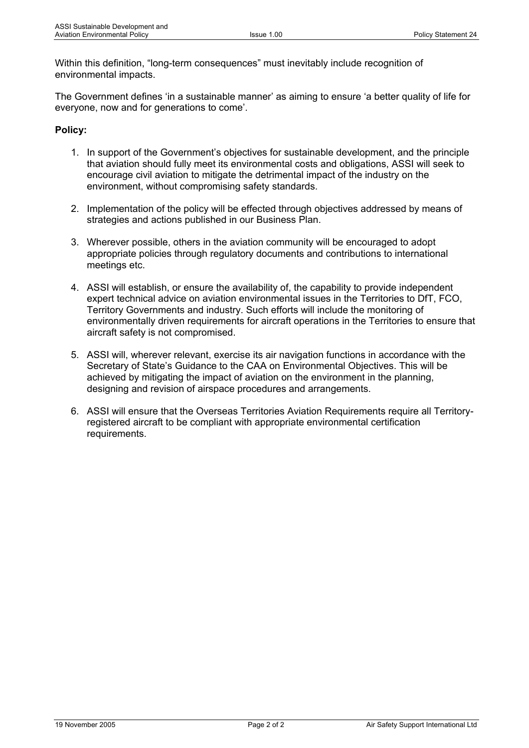Within this definition, “long-term consequences” must inevitably include recognition of environmental impacts.

The Government defines ‘in a sustainable manner’ as aiming to ensure ‘a better quality of life for everyone, now and for generations to come’.

**Policy:**

1. In support of the Government’s objectives for sustainable development, and the principle that aviation should fully meet its environmental costs and obligations, ASSI will seek to encourage civil aviation to mitigate the detrimental impact of the industry on the environment, without compromising safety standards.

2. Implementation of the policy will be effected through objectives addressed by means of strategies and actions published in our Business Plan.

3. Wherever possible, others in the aviation community will be encouraged to adopt appropriate policies through regulatory documents and contributions to international meetings etc.

4. ASSI will establish, or ensure the availability of, the capability to provide independent expert technical advice on aviation environmental issues in the Territories to DfT, FCO, Territory Governments and industry. Such efforts will include the monitoring of environmentally driven requirements for aircraft operations in the Territories to ensure that aircraft safety is not compromised.

5. ASSI will, wherever relevant, exercise its air navigation functions in accordance with the Secretary of State’s Guidance to the CAA on Environmental Objectives. This will be achieved by mitigating the impact of aviation on the environment in the planning, designing and revision of airspace procedures and arrangements.

6. ASSI will ensure that the Overseas Territories Aviation Requirements require all Territory-registered aircraft to be compliant with appropriate environmental certification requirements.